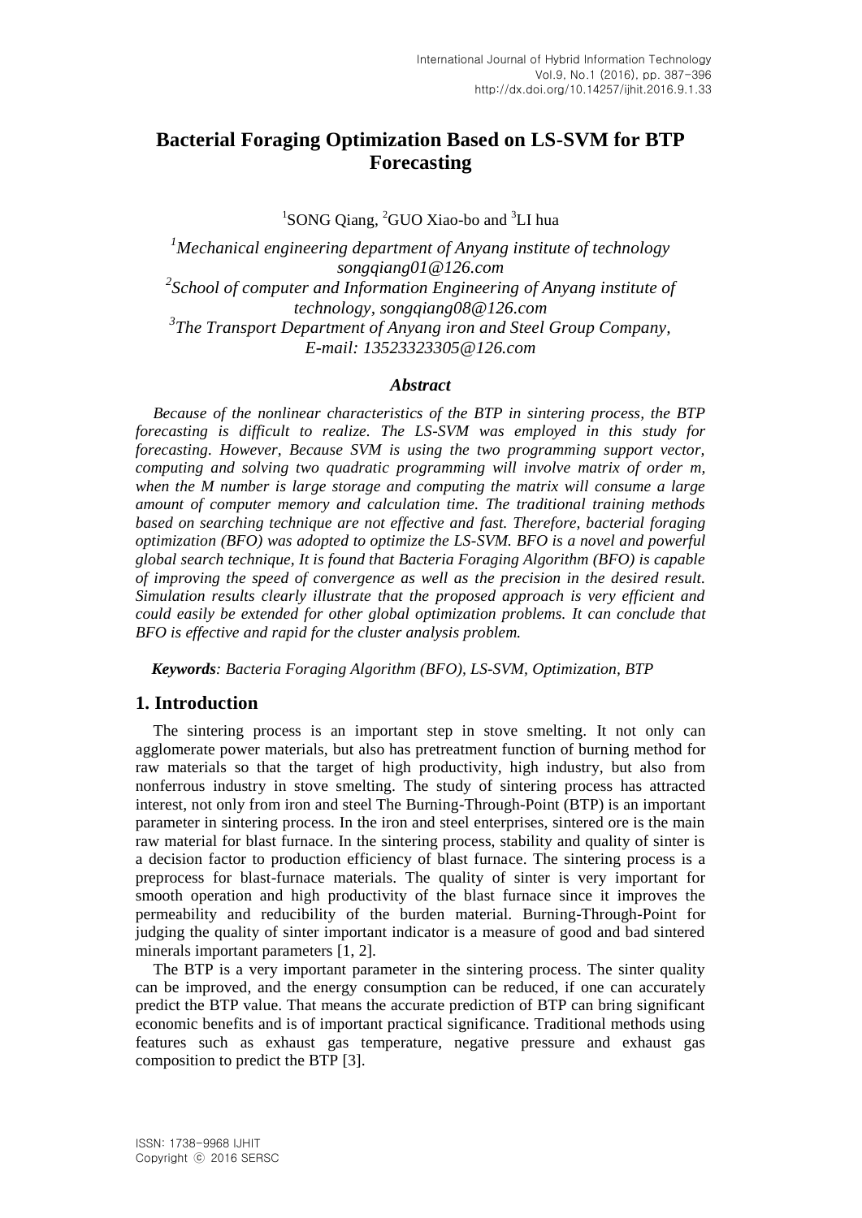# Bacterial Foraging Optimization Based on LS-SVM for BTP Forecasting

[1]SONG Qiang, [2]GUO Xiao-bo and [3]LI hua

*[1]Mechanical engineering department of Anyang institute of technology songqiang01@126.com*
*[2]School of computer and Information Engineering of Anyang institute of technology, songqiang08@126.com*
*[3]The Transport Department of Anyang iron and Steel Group Company, E-mail: 13523323305@126.com*

### *Abstract*

*Because of the nonlinear characteristics of the BTP in sintering process, the BTP forecasting is difficult to realize. The LS-SVM was employed in this study for forecasting. However, Because SVM is using the two programming support vector, computing and solving two quadratic programming will involve matrix of order m, when the M number is large storage and computing the matrix will consume a large amount of computer memory and calculation time. The traditional training methods based on searching technique are not effective and fast. Therefore, bacterial foraging optimization (BFO) was adopted to optimize the LS-SVM. BFO is a novel and powerful global search technique, It is found that Bacteria Foraging Algorithm (BFO) is capable of improving the speed of convergence as well as the precision in the desired result. Simulation results clearly illustrate that the proposed approach is very efficient and could easily be extended for other global optimization problems. It can conclude that BFO is effective and rapid for the cluster analysis problem.*

***Keywords**: Bacteria Foraging Algorithm (BFO), LS-SVM, Optimization, BTP*

## 1. Introduction

The sintering process is an important step in stove smelting. It not only can agglomerate power materials, but also has pretreatment function of burning method for raw materials so that the target of high productivity, high industry, but also from nonferrous industry in stove smelting. The study of sintering process has attracted interest, not only from iron and steel The Burning-Through-Point (BTP) is an important parameter in sintering process. In the iron and steel enterprises, sintered ore is the main raw material for blast furnace. In the sintering process, stability and quality of sinter is a decision factor to production efficiency of blast furnace. The sintering process is a preprocess for blast-furnace materials. The quality of sinter is very important for smooth operation and high productivity of the blast furnace since it improves the permeability and reducibility of the burden material. Burning-Through-Point for judging the quality of sinter important indicator is a measure of good and bad sintered minerals important parameters [1, 2].

The BTP is a very important parameter in the sintering process. The sinter quality can be improved, and the energy consumption can be reduced, if one can accurately predict the BTP value. That means the accurate prediction of BTP can bring significant economic benefits and is of important practical significance. Traditional methods using features such as exhaust gas temperature, negative pressure and exhaust gas composition to predict the BTP [3].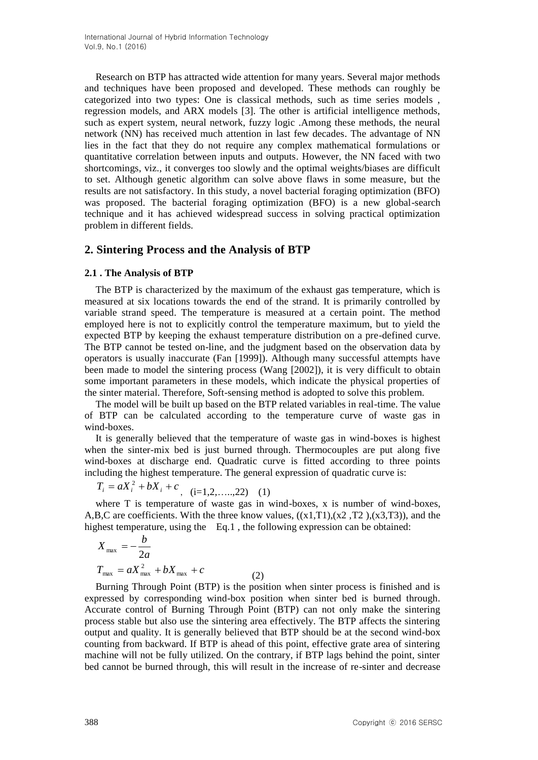Research on BTP has attracted wide attention for many years. Several major methods and techniques have been proposed and developed. These methods can roughly be categorized into two types: One is classical methods, such as time series models , regression models, and ARX models [3]. The other is artificial intelligence methods, such as expert system, neural network, fuzzy logic .Among these methods, the neural network (NN) has received much attention in last few decades. The advantage of NN lies in the fact that they do not require any complex mathematical formulations or quantitative correlation between inputs and outputs. However, the NN faced with two shortcomings, viz., it converges too slowly and the optimal weights/biases are difficult to set. Although genetic algorithm can solve above flaws in some measure, but the results are not satisfactory. In this study, a novel bacterial foraging optimization (BFO) was proposed. The bacterial foraging optimization (BFO) is a new global-search technique and it has achieved widespread success in solving practical optimization problem in different fields.

## 2. Sintering Process and the Analysis of BTP

### 2.1 . The Analysis of BTP

The BTP is characterized by the maximum of the exhaust gas temperature, which is measured at six locations towards the end of the strand. It is primarily controlled by variable strand speed. The temperature is measured at a certain point. The method employed here is not to explicitly control the temperature maximum, but to yield the expected BTP by keeping the exhaust temperature distribution on a pre-defined curve. The BTP cannot be tested on-line, and the judgment based on the observation data by operators is usually inaccurate (Fan [1999]). Although many successful attempts have been made to model the sintering process (Wang [2002]), it is very difficult to obtain some important parameters in these models, which indicate the physical properties of the sinter material. Therefore, Soft-sensing method is adopted to solve this problem.

The model will be built up based on the BTP related variables in real-time. The value of BTP can be calculated according to the temperature curve of waste gas in wind-boxes.

It is generally believed that the temperature of waste gas in wind-boxes is highest when the sinter-mix bed is just burned through. Thermocouples are put along five wind-boxes at discharge end. Quadratic curve is fitted according to three points including the highest temperature. The general expression of quadratic curve is:

$$T_i = aX_i^2 + bX_i + c, \quad (i=1,2,\ldots,22) \quad (1)$$

where T is temperature of waste gas in wind-boxes, x is number of wind-boxes, A,B,C are coefficients. With the three know values, ((x1,T1),(x2 ,T2 ),(x3,T3)), and the highest temperature, using the Eq.1 , the following expression can be obtained:

$$X_{\max} = -\frac{b}{2a}$$

$$T_{\max} = aX_{\max}^2 + bX_{\max} + c \quad (2)$$

Burning Through Point (BTP) is the position when sinter process is finished and is expressed by corresponding wind-box position when sinter bed is burned through. Accurate control of Burning Through Point (BTP) can not only make the sintering process stable but also use the sintering area effectively. The BTP affects the sintering output and quality. It is generally believed that BTP should be at the second wind-box counting from backward. If BTP is ahead of this point, effective grate area of sintering machine will not be fully utilized. On the contrary, if BTP lags behind the point, sinter bed cannot be burned through, this will result in the increase of re-sinter and decrease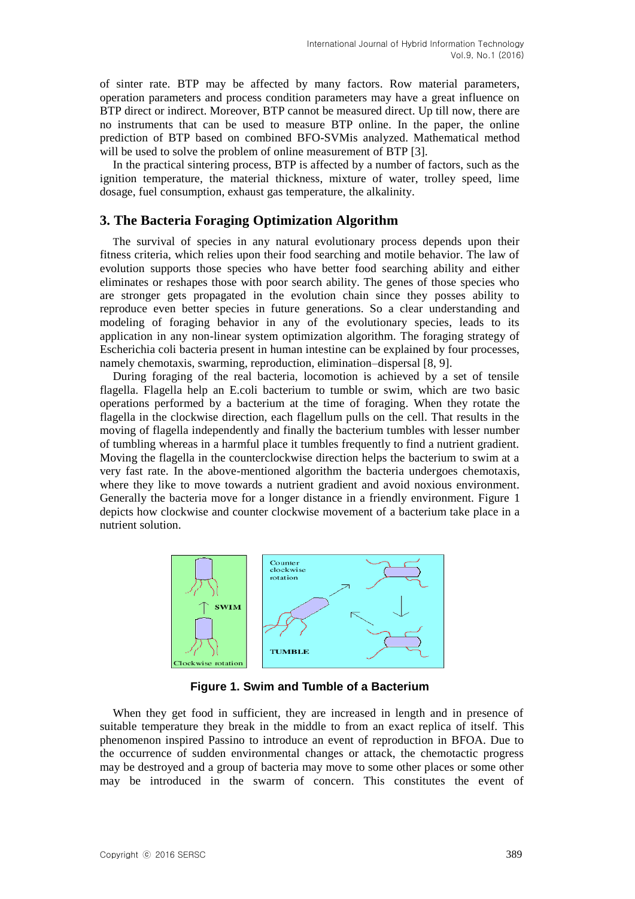of sinter rate. BTP may be affected by many factors. Row material parameters, operation parameters and process condition parameters may have a great influence on BTP direct or indirect. Moreover, BTP cannot be measured direct. Up till now, there are no instruments that can be used to measure BTP online. In the paper, the online prediction of BTP based on combined BFO-SVMis analyzed. Mathematical method will be used to solve the problem of online measurement of BTP [3].

In the practical sintering process, BTP is affected by a number of factors, such as the ignition temperature, the material thickness, mixture of water, trolley speed, lime dosage, fuel consumption, exhaust gas temperature, the alkalinity.

## 3. The Bacteria Foraging Optimization Algorithm

The survival of species in any natural evolutionary process depends upon their fitness criteria, which relies upon their food searching and motile behavior. The law of evolution supports those species who have better food searching ability and either eliminates or reshapes those with poor search ability. The genes of those species who are stronger gets propagated in the evolution chain since they posses ability to reproduce even better species in future generations. So a clear understanding and modeling of foraging behavior in any of the evolutionary species, leads to its application in any non-linear system optimization algorithm. The foraging strategy of Escherichia coli bacteria present in human intestine can be explained by four processes, namely chemotaxis, swarming, reproduction, elimination–dispersal [8, 9].

During foraging of the real bacteria, locomotion is achieved by a set of tensile flagella. Flagella help an E.coli bacterium to tumble or swim, which are two basic operations performed by a bacterium at the time of foraging. When they rotate the flagella in the clockwise direction, each flagellum pulls on the cell. That results in the moving of flagella independently and finally the bacterium tumbles with lesser number of tumbling whereas in a harmful place it tumbles frequently to find a nutrient gradient. Moving the flagella in the counterclockwise direction helps the bacterium to swim at a very fast rate. In the above-mentioned algorithm the bacteria undergoes chemotaxis, where they like to move towards a nutrient gradient and avoid noxious environment. Generally the bacteria move for a longer distance in a friendly environment. Figure 1 depicts how clockwise and counter clockwise movement of a bacterium take place in a nutrient solution.

**Figure 1. Swim and Tumble of a Bacterium**

When they get food in sufficient, they are increased in length and in presence of suitable temperature they break in the middle to from an exact replica of itself. This phenomenon inspired Passino to introduce an event of reproduction in BFOA. Due to the occurrence of sudden environmental changes or attack, the chemotactic progress may be destroyed and a group of bacteria may move to some other places or some other may be introduced in the swarm of concern. This constitutes the event of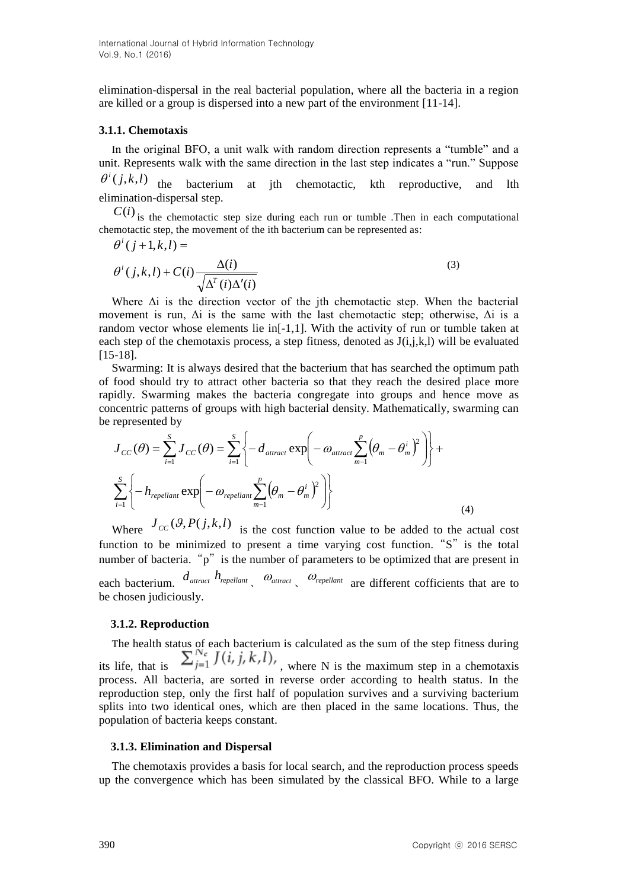elimination-dispersal in the real bacterial population, where all the bacteria in a region are killed or a group is dispersed into a new part of the environment [11-14].

### 3.1.1. Chemotaxis

In the original BFO, a unit walk with random direction represents a "tumble" and a unit. Represents walk with the same direction in the last step indicates a "run." Suppose $\theta^i(j,k,l)$ the bacterium at jth chemotactic, kth reproductive, and lth elimination-dispersal step.

$C(i)$ is the chemotactic step size during each run or tumble .Then in each computational chemotactic step, the movement of the ith bacterium can be represented as:

$$\theta^i(j+1,k,l) = \theta^i(j,k,l) + C(i)\frac{\Delta(i)}{\sqrt{\Delta^T(i)\Delta'(i)}} \tag{3}$$

Where $\Delta$i is the direction vector of the jth chemotactic step. When the bacterial movement is run, $\Delta$i is the same with the last chemotactic step; otherwise, $\Delta$i is a random vector whose elements lie in[-1,1]. With the activity of run or tumble taken at each step of the chemotaxis process, a step fitness, denoted as J(i,j,k,l) will be evaluated [15-18].

Swarming: It is always desired that the bacterium that has searched the optimum path of food should try to attract other bacteria so that they reach the desired place more rapidly. Swarming makes the bacteria congregate into groups and hence move as concentric patterns of groups with high bacterial density. Mathematically, swarming can be represented by

$$J_{CC}(\theta) = \sum_{i=1}^{S} J_{CC}(\theta) = \sum_{i=1}^{S}\left\{-d_{attract}\exp\left(-\omega_{attract}\sum_{m-1}^{p}\left(\theta_m - \theta_m^i\right)^2\right)\right\} + \sum_{i=1}^{S}\left\{-h_{repellant}\exp\left(-\omega_{repellant}\sum_{m-1}^{p}\left(\theta_m - \theta_m^i\right)^2\right)\right\} \tag{4}$$

Where $J_{CC}(\vartheta, P(j,k,l)$ is the cost function value to be added to the actual cost function to be minimized to present a time varying cost function. "S" is the total number of bacteria. "p" is the number of parameters to be optimized that are present in each bacterium. $d_{attract}$ $h_{repellant}$ 、 $\omega_{attract}$ 、 $\omega_{repellant}$ are different cofficients that are to be chosen judiciously.

### 3.1.2. Reproduction

The health status of each bacterium is calculated as the sum of the step fitness during its life, that is $\sum_{j=1}^{N_c} J(i,j,k,l)$, where N is the maximum step in a chemotaxis process. All bacteria, are sorted in reverse order according to health status. In the reproduction step, only the first half of population survives and a surviving bacterium splits into two identical ones, which are then placed in the same locations. Thus, the population of bacteria keeps constant.

### 3.1.3. Elimination and Dispersal

The chemotaxis provides a basis for local search, and the reproduction process speeds up the convergence which has been simulated by the classical BFO. While to a large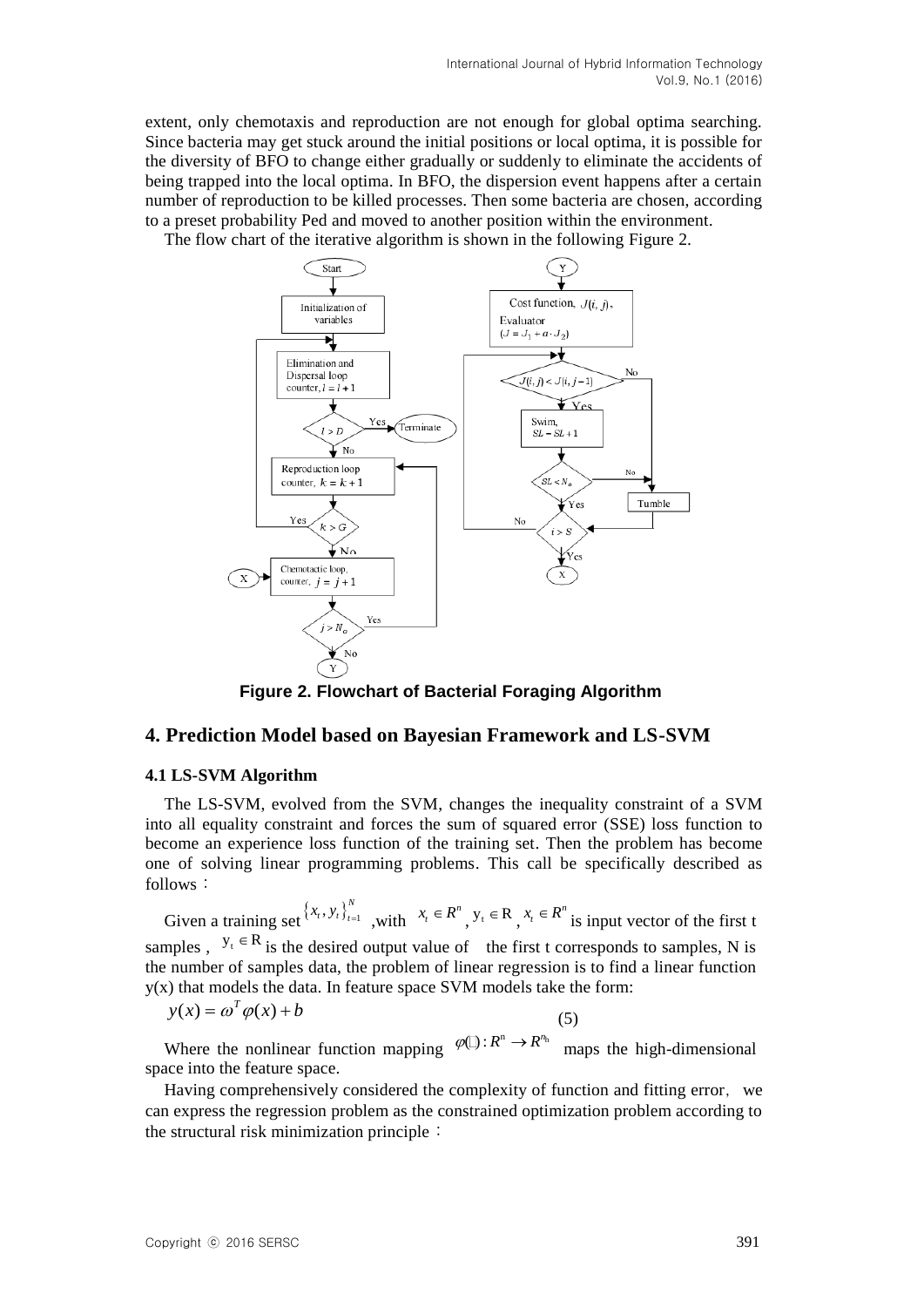extent, only chemotaxis and reproduction are not enough for global optima searching. Since bacteria may get stuck around the initial positions or local optima, it is possible for the diversity of BFO to change either gradually or suddenly to eliminate the accidents of being trapped into the local optima. In BFO, the dispersion event happens after a certain number of reproduction to be killed processes. Then some bacteria are chosen, according to a preset probability Ped and moved to another position within the environment.

The flow chart of the iterative algorithm is shown in the following Figure 2.

**Figure 2. Flowchart of Bacterial Foraging Algorithm**

## 4. Prediction Model based on Bayesian Framework and LS-SVM

### 4.1 LS-SVM Algorithm

The LS-SVM, evolved from the SVM, changes the inequality constraint of a SVM into all equality constraint and forces the sum of squared error (SSE) loss function to become an experience loss function of the training set. Then the problem has become one of solving linear programming problems. This call be specifically described as follows：

Given a training set $\{x_t, y_t\}_{t=1}^{N}$ ,with $x_t \in R^n$, $y_t \in R$, $x_t \in R^n$ is input vector of the first t samples , $y_t \in R$ is the desired output value of the first t corresponds to samples, N is the number of samples data, the problem of linear regression is to find a linear function y(x) that models the data. In feature space SVM models take the form:

$$y(x) = \omega^T \varphi(x) + b \tag{5}$$

Where the nonlinear function mapping $\varphi(\cdot): R^n \rightarrow R^{n_h}$ maps the high-dimensional space into the feature space.

Having comprehensively considered the complexity of function and fitting error, we can express the regression problem as the constrained optimization problem according to the structural risk minimization principle：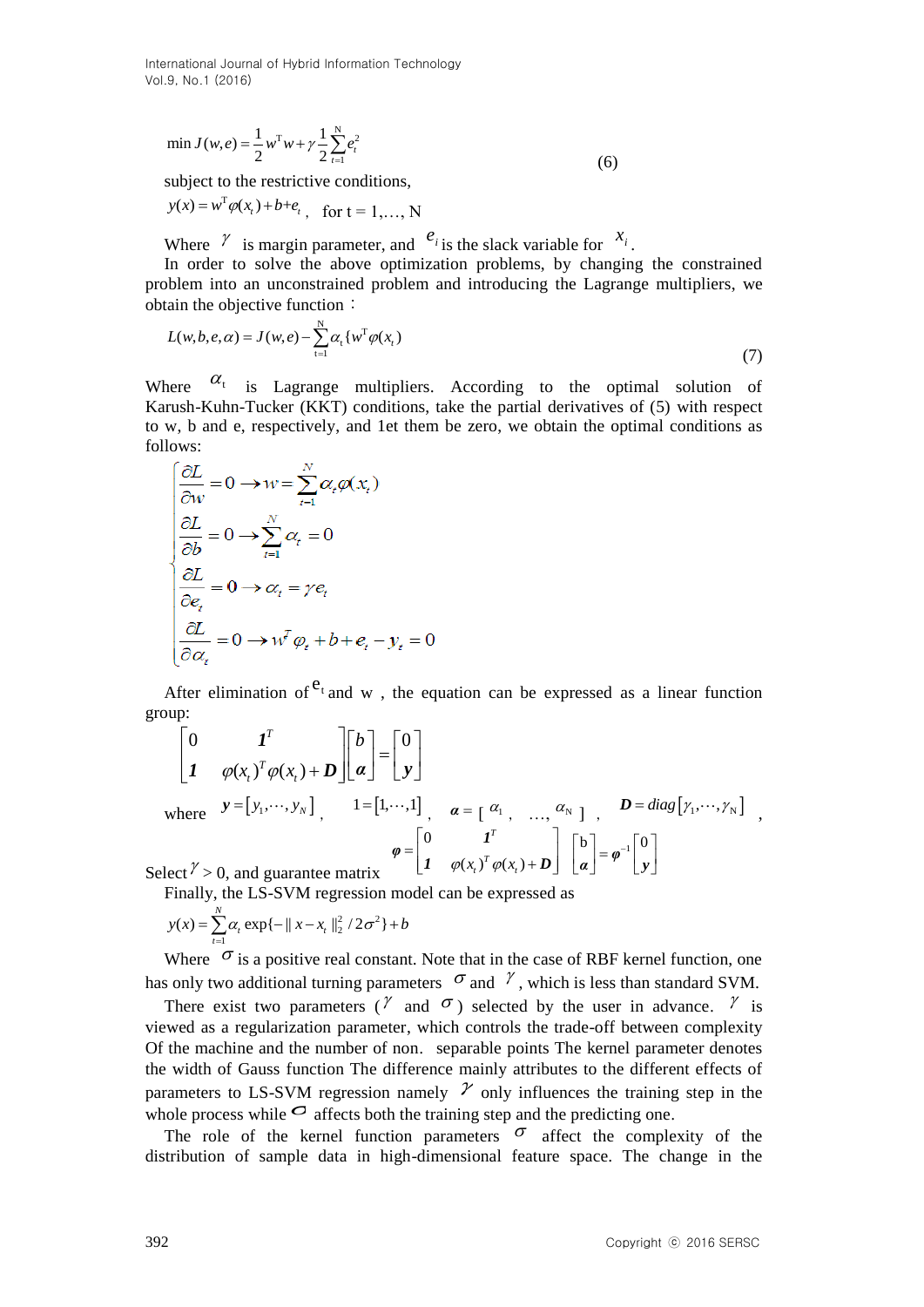$$\min J(w,e) = \frac{1}{2}w^{\mathrm{T}}w + \gamma\frac{1}{2}\sum_{t=1}^{\mathrm{N}}e_t^2 \tag{6}$$

subject to the restrictive conditions,

$$y(x) = w^{\mathrm{T}}\varphi(x_t) + b + e_t, \quad \text{for t = 1,…, N}$$

Where $\gamma$ is margin parameter, and $e_i$ is the slack variable for $x_i$.

In order to solve the above optimization problems, by changing the constrained problem into an unconstrained problem and introducing the Lagrange multipliers, we obtain the objective function：

$$L(w,b,e,\alpha) = J(w,e) - \sum_{t=1}^{\mathrm{N}}\alpha_t\{w^{\mathrm{T}}\varphi(x_t)\} \tag{7}$$

Where $\alpha_t$ is Lagrange multipliers. According to the optimal solution of Karush-Kuhn-Tucker (KKT) conditions, take the partial derivatives of (5) with respect to w, b and e, respectively, and 1et them be zero, we obtain the optimal conditions as follows:

$$\begin{cases} \dfrac{\partial L}{\partial w} = 0 \rightarrow w = \sum_{t=1}^{N}\alpha_t\varphi(x_t) \\ \dfrac{\partial L}{\partial b} = 0 \rightarrow \sum_{t=1}^{N}\alpha_t = 0 \\ \dfrac{\partial L}{\partial e_t} = 0 \rightarrow \alpha_t = \gamma e_t \\ \dfrac{\partial L}{\partial \alpha_t} = 0 \rightarrow w^T\varphi_t + b + e_t - y_t = 0 \end{cases}$$

After elimination of $e_t$ and w , the equation can be expressed as a linear function group:

$$\begin{bmatrix} 0 & \boldsymbol{1}^T \\ \boldsymbol{1} & \varphi(x_t)^T\varphi(x_t) + \boldsymbol{D} \end{bmatrix} \begin{bmatrix} b \\ \boldsymbol{\alpha} \end{bmatrix} = \begin{bmatrix} 0 \\ \boldsymbol{y} \end{bmatrix}$$

where $\boldsymbol{y} = [y_1, \cdots, y_N]$, $1 = [1, \cdots, 1]$, $\boldsymbol{\alpha} = [\alpha_1, \ldots, \alpha_N]$, $\boldsymbol{D} = diag[\gamma_1, \cdots, \gamma_N]$,

Select $\gamma > 0$, and guarantee matrix $\boldsymbol{\varphi} = \begin{bmatrix} 0 & \boldsymbol{1}^T \\ \boldsymbol{1} & \varphi(x_t)^T\varphi(x_t) + \boldsymbol{D} \end{bmatrix}$ $\begin{bmatrix} \mathrm{b} \\ \boldsymbol{\alpha} \end{bmatrix} = \boldsymbol{\varphi}^{-1}\begin{bmatrix} 0 \\ \boldsymbol{y} \end{bmatrix}$

Finally, the LS-SVM regression model can be expressed as

$$y(x) = \sum_{t=1}^{N}\alpha_t \exp\{-\| x - x_t \|_2^2 / 2\sigma^2\} + b$$

Where $\sigma$ is a positive real constant. Note that in the case of RBF kernel function, one has only two additional turning parameters $\sigma$ and $\gamma$, which is less than standard SVM.

There exist two parameters ($\gamma$ and $\sigma$) selected by the user in advance. $\gamma$ is viewed as a regularization parameter, which controls the trade-off between complexity Of the machine and the number of non. separable points The kernel parameter denotes the width of Gauss function The difference mainly attributes to the different effects of parameters to LS-SVM regression namely $\gamma$ only influences the training step in the whole process while $\sigma$ affects both the training step and the predicting one.

The role of the kernel function parameters $\sigma$ affect the complexity of the distribution of sample data in high-dimensional feature space. The change in the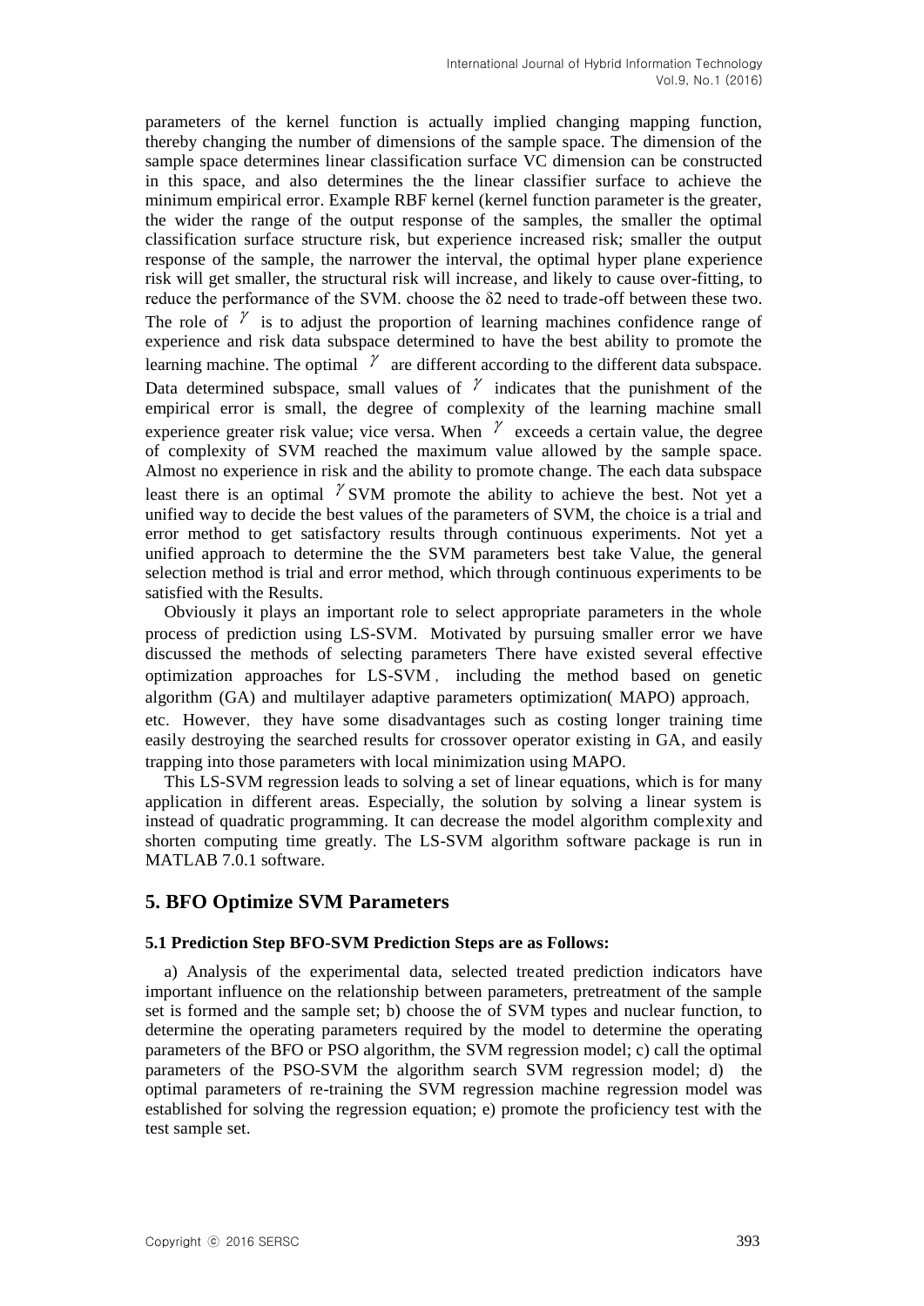parameters of the kernel function is actually implied changing mapping function, thereby changing the number of dimensions of the sample space. The dimension of the sample space determines linear classification surface VC dimension can be constructed in this space, and also determines the the linear classifier surface to achieve the minimum empirical error. Example RBF kernel (kernel function parameter is the greater, the wider the range of the output response of the samples, the smaller the optimal classification surface structure risk, but experience increased risk; smaller the output response of the sample, the narrower the interval, the optimal hyper plane experience risk will get smaller, the structural risk will increase, and likely to cause over-fitting, to reduce the performance of the SVM. choose the δ2 need to trade-off between these two. The role of $\gamma$ is to adjust the proportion of learning machines confidence range of experience and risk data subspace determined to have the best ability to promote the learning machine. The optimal $\gamma$ are different according to the different data subspace. Data determined subspace, small values of $\gamma$ indicates that the punishment of the empirical error is small, the degree of complexity of the learning machine small experience greater risk value; vice versa. When $\gamma$ exceeds a certain value, the degree of complexity of SVM reached the maximum value allowed by the sample space. Almost no experience in risk and the ability to promote change. The each data subspace least there is an optimal $\gamma$ SVM promote the ability to achieve the best. Not yet a unified way to decide the best values of the parameters of SVM, the choice is a trial and error method to get satisfactory results through continuous experiments. Not yet a unified approach to determine the the SVM parameters best take Value, the general selection method is trial and error method, which through continuous experiments to be satisfied with the Results.

Obviously it plays an important role to select appropriate parameters in the whole process of prediction using LS-SVM. Motivated by pursuing smaller error we have discussed the methods of selecting parameters There have existed several effective optimization approaches for LS-SVM, including the method based on genetic algorithm (GA) and multilayer adaptive parameters optimization( MAPO) approach, etc. However, they have some disadvantages such as costing longer training time easily destroying the searched results for crossover operator existing in GA, and easily trapping into those parameters with local minimization using MAPO.

This LS-SVM regression leads to solving a set of linear equations, which is for many application in different areas. Especially, the solution by solving a linear system is instead of quadratic programming. It can decrease the model algorithm complexity and shorten computing time greatly. The LS-SVM algorithm software package is run in MATLAB 7.0.1 software.

## 5. BFO Optimize SVM Parameters

### 5.1 Prediction Step BFO-SVM Prediction Steps are as Follows:

a) Analysis of the experimental data, selected treated prediction indicators have important influence on the relationship between parameters, pretreatment of the sample set is formed and the sample set; b) choose the of SVM types and nuclear function, to determine the operating parameters required by the model to determine the operating parameters of the BFO or PSO algorithm, the SVM regression model; c) call the optimal parameters of the PSO-SVM the algorithm search SVM regression model; d) the optimal parameters of re-training the SVM regression machine regression model was established for solving the regression equation; e) promote the proficiency test with the test sample set.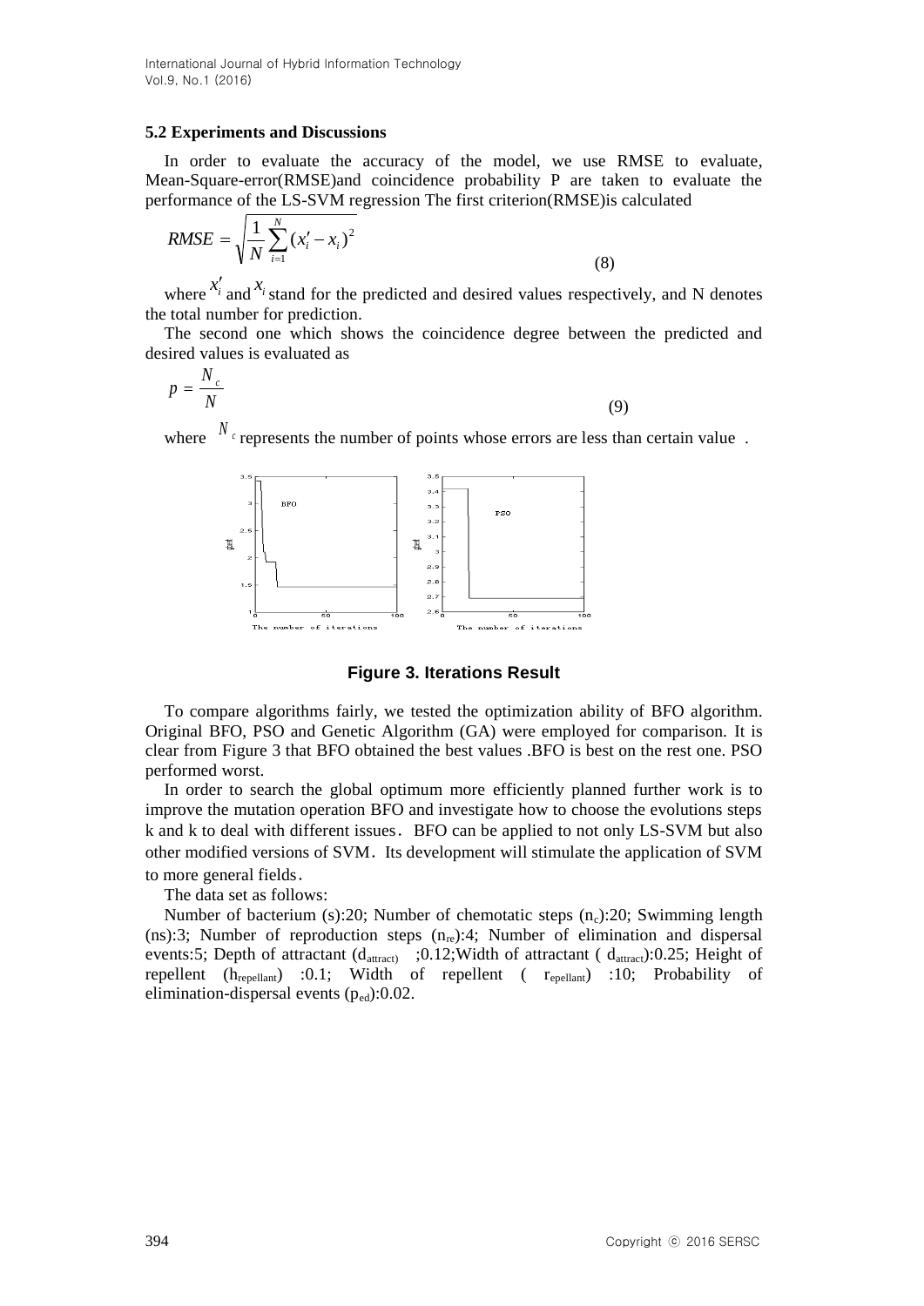### 5.2 Experiments and Discussions

In order to evaluate the accuracy of the model, we use RMSE to evaluate, Mean-Square-error(RMSE)and coincidence probability P are taken to evaluate the performance of the LS-SVM regression The first criterion(RMSE)is calculated

$$RMSE = \sqrt{\frac{1}{N}\sum_{i=1}^{N}(x_i' - x_i)^2} \tag{8}$$

where $x_i'$ and $x_i$ stand for the predicted and desired values respectively, and N denotes the total number for prediction.

The second one which shows the coincidence degree between the predicted and desired values is evaluated as

$$p = \frac{N_c}{N} \tag{9}$$

where $N_c$ represents the number of points whose errors are less than certain value .

**Figure 3. Iterations Result**

To compare algorithms fairly, we tested the optimization ability of BFO algorithm. Original BFO, PSO and Genetic Algorithm (GA) were employed for comparison. It is clear from Figure 3 that BFO obtained the best values .BFO is best on the rest one. PSO performed worst.

In order to search the global optimum more efficiently planned further work is to improve the mutation operation BFO and investigate how to choose the evolutions steps k and k to deal with different issues. BFO can be applied to not only LS-SVM but also other modified versions of SVM. Its development will stimulate the application of SVM to more general fields.

The data set as follows:

Number of bacterium (s):20; Number of chemotatic steps ($n_c$):20; Swimming length (ns):3; Number of reproduction steps ($n_{re}$):4; Number of elimination and dispersal events:5; Depth of attractant ($d_{attract}$) ;0.12;Width of attractant ( $d_{attract}$):0.25; Height of repellent ($h_{repellant}$) :0.1; Width of repellent ( $r_{epellant}$) :10; Probability of elimination-dispersal events ($p_{ed}$):0.02.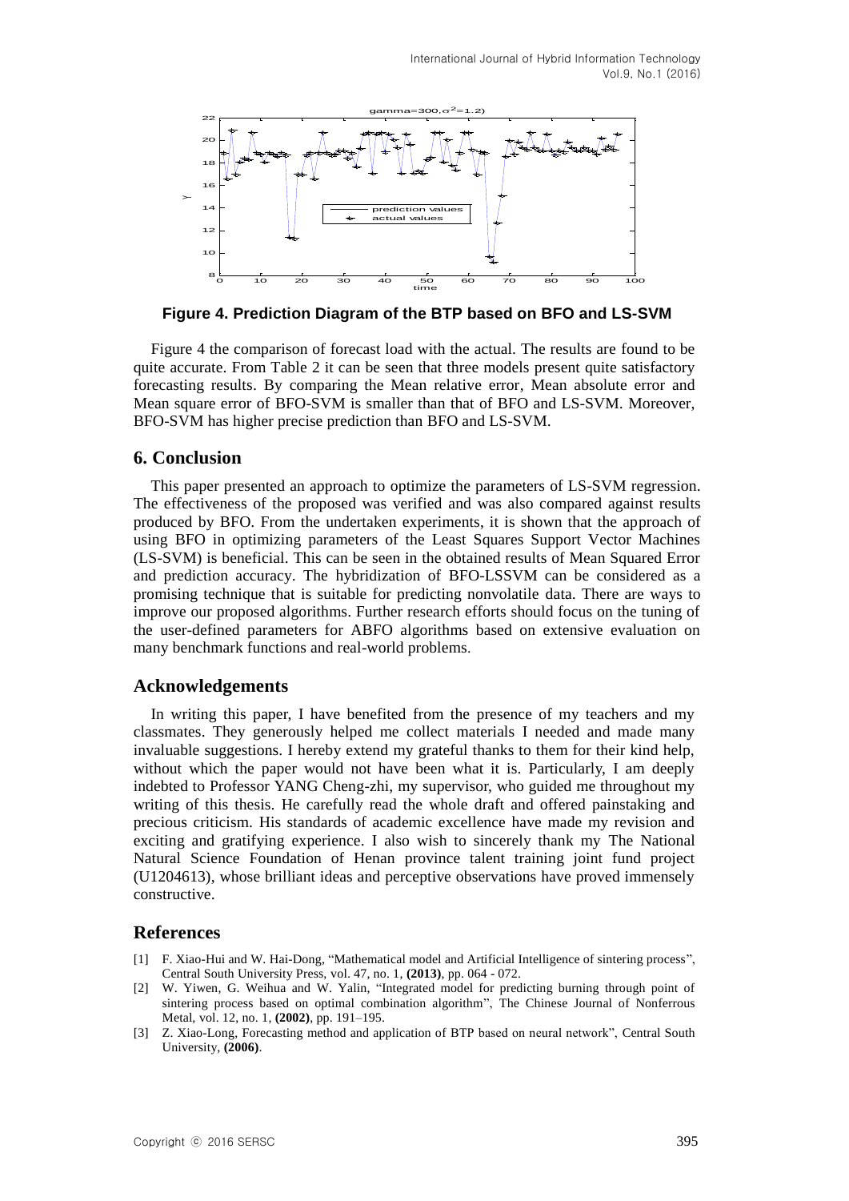**Figure 4. Prediction Diagram of the BTP based on BFO and LS-SVM**

Figure 4 the comparison of forecast load with the actual. The results are found to be quite accurate. From Table 2 it can be seen that three models present quite satisfactory forecasting results. By comparing the Mean relative error, Mean absolute error and Mean square error of BFO-SVM is smaller than that of BFO and LS-SVM. Moreover, BFO-SVM has higher precise prediction than BFO and LS-SVM.

## 6. Conclusion

This paper presented an approach to optimize the parameters of LS-SVM regression. The effectiveness of the proposed was verified and was also compared against results produced by BFO. From the undertaken experiments, it is shown that the approach of using BFO in optimizing parameters of the Least Squares Support Vector Machines (LS-SVM) is beneficial. This can be seen in the obtained results of Mean Squared Error and prediction accuracy. The hybridization of BFO-LSSVM can be considered as a promising technique that is suitable for predicting nonvolatile data. There are ways to improve our proposed algorithms. Further research efforts should focus on the tuning of the user-defined parameters for ABFO algorithms based on extensive evaluation on many benchmark functions and real-world problems.

## Acknowledgements

In writing this paper, I have benefited from the presence of my teachers and my classmates. They generously helped me collect materials I needed and made many invaluable suggestions. I hereby extend my grateful thanks to them for their kind help, without which the paper would not have been what it is. Particularly, I am deeply indebted to Professor YANG Cheng-zhi, my supervisor, who guided me throughout my writing of this thesis. He carefully read the whole draft and offered painstaking and precious criticism. His standards of academic excellence have made my revision and exciting and gratifying experience. I also wish to sincerely thank my The National Natural Science Foundation of Henan province talent training joint fund project (U1204613), whose brilliant ideas and perceptive observations have proved immensely constructive.

## References

[1] F. Xiao-Hui and W. Hai-Dong, "Mathematical model and Artificial Intelligence of sintering process", Central South University Press, vol. 47, no. 1, **(2013)**, pp. 064 - 072.

[2] W. Yiwen, G. Weihua and W. Yalin, "Integrated model for predicting burning through point of sintering process based on optimal combination algorithm", The Chinese Journal of Nonferrous Metal, vol. 12, no. 1, **(2002)**, pp. 191–195.

[3] Z. Xiao-Long, Forecasting method and application of BTP based on neural network", Central South University, **(2006)**.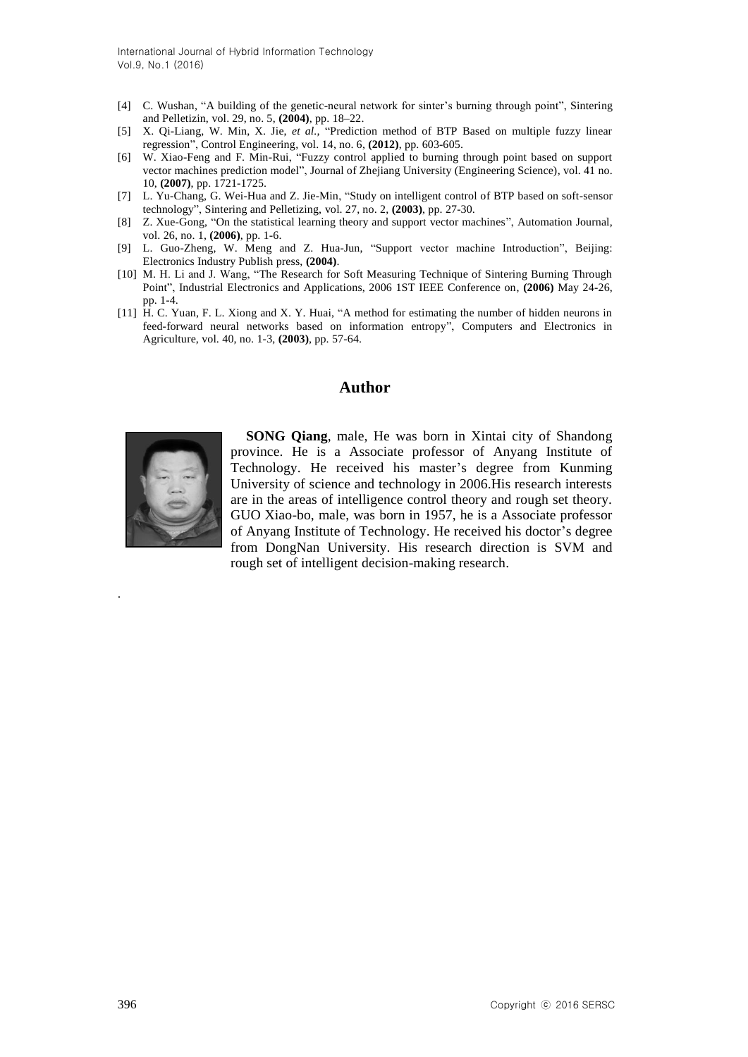[4] C. Wushan, "A building of the genetic-neural network for sinter's burning through point", Sintering and Pelletizin, vol. 29, no. 5, **(2004)**, pp. 18–22.

[5] X. Qi-Liang, W. Min, X. Jie, *et al.*, "Prediction method of BTP Based on multiple fuzzy linear regression", Control Engineering, vol. 14, no. 6, **(2012)**, pp. 603-605.

[6] W. Xiao-Feng and F. Min-Rui, "Fuzzy control applied to burning through point based on support vector machines prediction model", Journal of Zhejiang University (Engineering Science), vol. 41 no. 10, **(2007)**, pp. 1721-1725.

[7] L. Yu-Chang, G. Wei-Hua and Z. Jie-Min, "Study on intelligent control of BTP based on soft-sensor technology", Sintering and Pelletizing, vol. 27, no. 2, **(2003)**, pp. 27-30.

[8] Z. Xue-Gong, "On the statistical learning theory and support vector machines", Automation Journal, vol. 26, no. 1, **(2006)**, pp. 1-6.

[9] L. Guo-Zheng, W. Meng and Z. Hua-Jun, "Support vector machine Introduction", Beijing: Electronics Industry Publish press, **(2004)**.

[10] M. H. Li and J. Wang, "The Research for Soft Measuring Technique of Sintering Burning Through Point", Industrial Electronics and Applications, 2006 1ST IEEE Conference on, **(2006)** May 24-26, pp. 1-4.

[11] H. C. Yuan, F. L. Xiong and X. Y. Huai, "A method for estimating the number of hidden neurons in feed-forward neural networks based on information entropy", Computers and Electronics in Agriculture, vol. 40, no. 1-3, **(2003)**, pp. 57-64.

## Author

**SONG Qiang**, male, He was born in Xintai city of Shandong province. He is a Associate professor of Anyang Institute of Technology. He received his master's degree from Kunming University of science and technology in 2006.His research interests are in the areas of intelligence control theory and rough set theory. GUO Xiao-bo, male, was born in 1957, he is a Associate professor of Anyang Institute of Technology. He received his doctor's degree from DongNan University. His research direction is SVM and rough set of intelligent decision-making research.

.